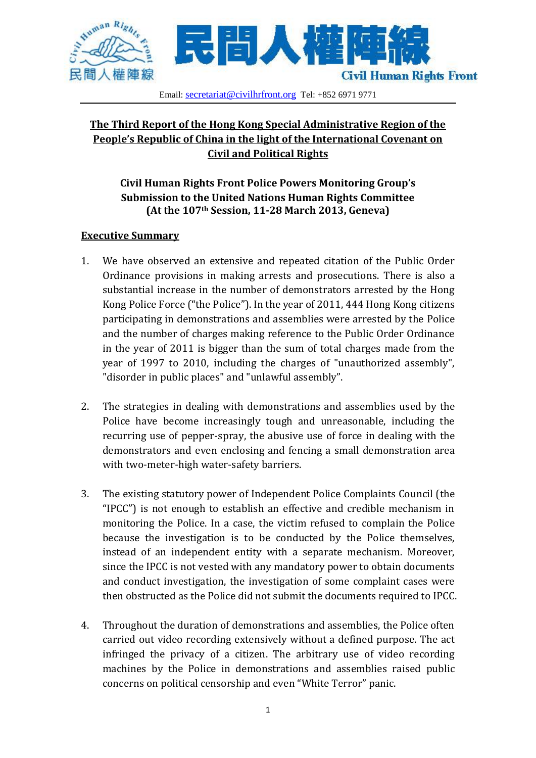民間人權陣線

Civil Human Rights Front

Email: secretariat@civilhrfront.org Tel: +852 6971 9771

# The Third Report of the Hong Kong Special Administrative Region of the People's Republic of China in the light of the International Covenant on Civil and Political Rights

## Civil Human Rights Front Police Powers Monitoring Group's Submission to the United Nations Human Rights Committee (At the 107th Session, 11-28 March 2013, Geneva)

## Executive Summary

1. We have observed an extensive and repeated citation of the Public Order Ordinance provisions in making arrests and prosecutions. There is also a substantial increase in the number of demonstrators arrested by the Hong Kong Police Force ("the Police"). In the year of 2011, 444 Hong Kong citizens participating in demonstrations and assemblies were arrested by the Police and the number of charges making reference to the Public Order Ordinance in the year of 2011 is bigger than the sum of total charges made from the year of 1997 to 2010, including the charges of "unauthorized assembly", "disorder in public places" and "unlawful assembly".

2. The strategies in dealing with demonstrations and assemblies used by the Police have become increasingly tough and unreasonable, including the recurring use of pepper-spray, the abusive use of force in dealing with the demonstrators and even enclosing and fencing a small demonstration area with two-meter-high water-safety barriers.

3. The existing statutory power of Independent Police Complaints Council (the "IPCC") is not enough to establish an effective and credible mechanism in monitoring the Police. In a case, the victim refused to complain the Police because the investigation is to be conducted by the Police themselves, instead of an independent entity with a separate mechanism. Moreover, since the IPCC is not vested with any mandatory power to obtain documents and conduct investigation, the investigation of some complaint cases were then obstructed as the Police did not submit the documents required to IPCC.

4. Throughout the duration of demonstrations and assemblies, the Police often carried out video recording extensively without a defined purpose. The act infringed the privacy of a citizen. The arbitrary use of video recording machines by the Police in demonstrations and assemblies raised public concerns on political censorship and even "White Terror" panic.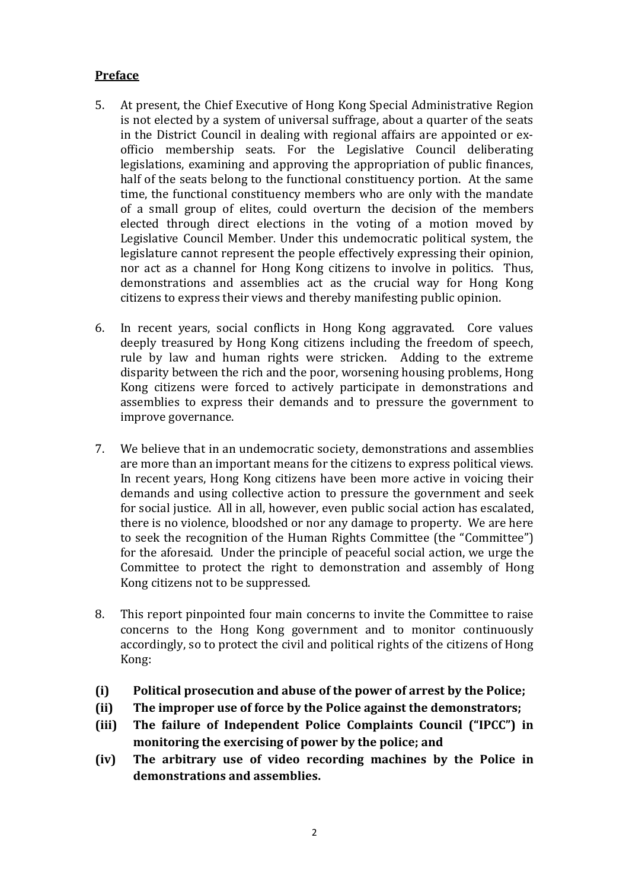**Preface**

5. At present, the Chief Executive of Hong Kong Special Administrative Region is not elected by a system of universal suffrage, about a quarter of the seats in the District Council in dealing with regional affairs are appointed or ex-officio membership seats. For the Legislative Council deliberating legislations, examining and approving the appropriation of public finances, half of the seats belong to the functional constituency portion. At the same time, the functional constituency members who are only with the mandate of a small group of elites, could overturn the decision of the members elected through direct elections in the voting of a motion moved by Legislative Council Member. Under this undemocratic political system, the legislature cannot represent the people effectively expressing their opinion, nor act as a channel for Hong Kong citizens to involve in politics. Thus, demonstrations and assemblies act as the crucial way for Hong Kong citizens to express their views and thereby manifesting public opinion.

6. In recent years, social conflicts in Hong Kong aggravated. Core values deeply treasured by Hong Kong citizens including the freedom of speech, rule by law and human rights were stricken. Adding to the extreme disparity between the rich and the poor, worsening housing problems, Hong Kong citizens were forced to actively participate in demonstrations and assemblies to express their demands and to pressure the government to improve governance.

7. We believe that in an undemocratic society, demonstrations and assemblies are more than an important means for the citizens to express political views. In recent years, Hong Kong citizens have been more active in voicing their demands and using collective action to pressure the government and seek for social justice. All in all, however, even public social action has escalated, there is no violence, bloodshed or nor any damage to property. We are here to seek the recognition of the Human Rights Committee (the "Committee") for the aforesaid. Under the principle of peaceful social action, we urge the Committee to protect the right to demonstration and assembly of Hong Kong citizens not to be suppressed.

8. This report pinpointed four main concerns to invite the Committee to raise concerns to the Hong Kong government and to monitor continuously accordingly, so to protect the civil and political rights of the citizens of Hong Kong:

**(i) Political prosecution and abuse of the power of arrest by the Police;**

**(ii) The improper use of force by the Police against the demonstrators;**

**(iii) The failure of Independent Police Complaints Council ("IPCC") in monitoring the exercising of power by the police; and**

**(iv) The arbitrary use of video recording machines by the Police in demonstrations and assemblies.**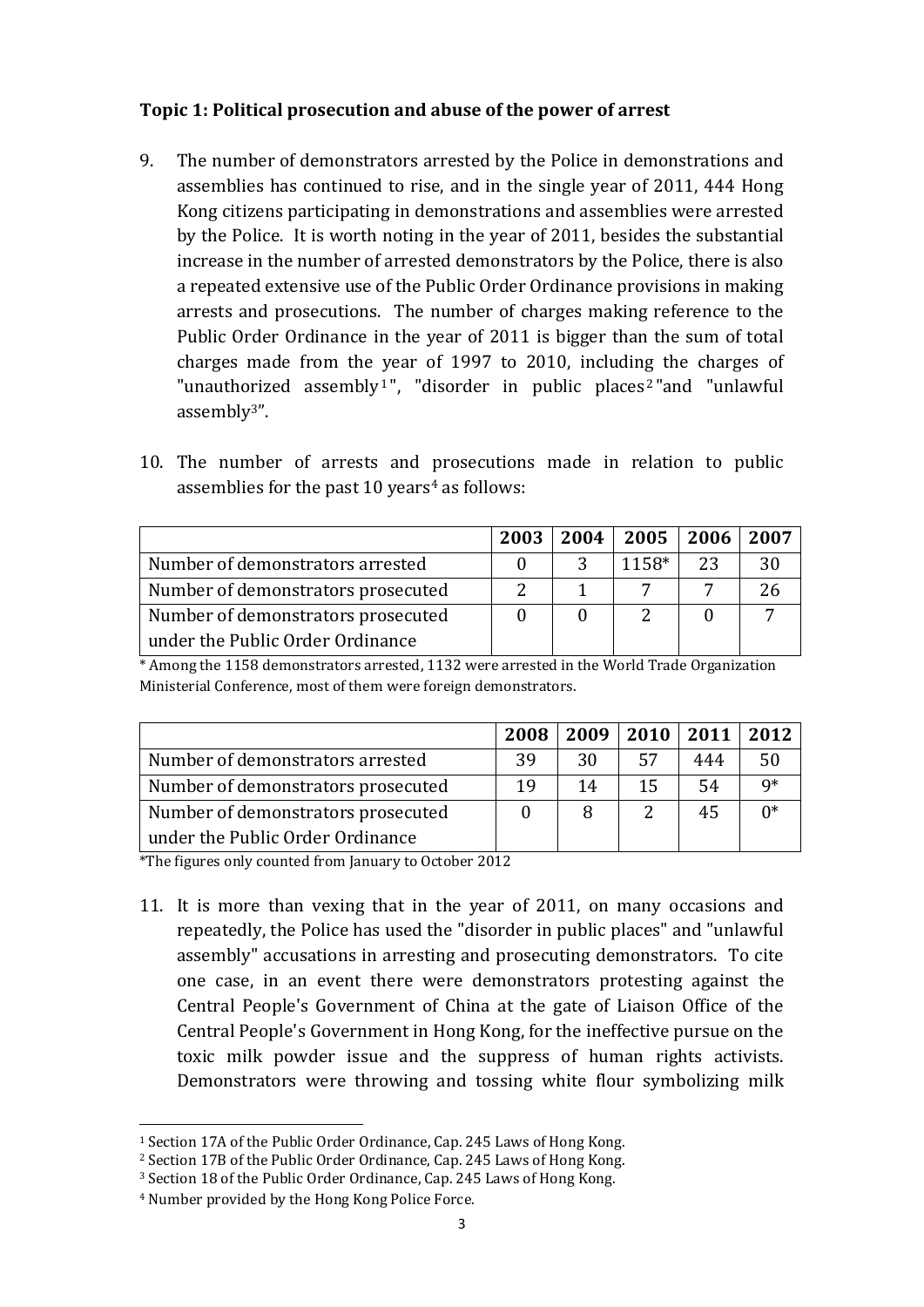**Topic 1: Political prosecution and abuse of the power of arrest**

9. The number of demonstrators arrested by the Police in demonstrations and assemblies has continued to rise, and in the single year of 2011, 444 Hong Kong citizens participating in demonstrations and assemblies were arrested by the Police. It is worth noting in the year of 2011, besides the substantial increase in the number of arrested demonstrators by the Police, there is also a repeated extensive use of the Public Order Ordinance provisions in making arrests and prosecutions. The number of charges making reference to the Public Order Ordinance in the year of 2011 is bigger than the sum of total charges made from the year of 1997 to 2010, including the charges of "unauthorized assembly[1]", "disorder in public places[2]"and "unlawful assembly[3]".

10. The number of arrests and prosecutions made in relation to public assemblies for the past 10 years[4] as follows:

| | 2003 | 2004 | 2005 | 2006 | 2007 |
|---|---|---|---|---|---|
| Number of demonstrators arrested | 0 | 3 | 1158* | 23 | 30 |
| Number of demonstrators prosecuted | 2 | 1 | 7 | 7 | 26 |
| Number of demonstrators prosecuted under the Public Order Ordinance | 0 | 0 | 2 | 0 | 7 |

* Among the 1158 demonstrators arrested, 1132 were arrested in the World Trade Organization Ministerial Conference, most of them were foreign demonstrators.

| | 2008 | 2009 | 2010 | 2011 | 2012 |
|---|---|---|---|---|---|
| Number of demonstrators arrested | 39 | 30 | 57 | 444 | 50 |
| Number of demonstrators prosecuted | 19 | 14 | 15 | 54 | 9* |
| Number of demonstrators prosecuted under the Public Order Ordinance | 0 | 8 | 2 | 45 | 0* |

*The figures only counted from January to October 2012

11. It is more than vexing that in the year of 2011, on many occasions and repeatedly, the Police has used the "disorder in public places" and "unlawful assembly" accusations in arresting and prosecuting demonstrators. To cite one case, in an event there were demonstrators protesting against the Central People's Government of China at the gate of Liaison Office of the Central People's Government in Hong Kong, for the ineffective pursue on the toxic milk powder issue and the suppress of human rights activists. Demonstrators were throwing and tossing white flour symbolizing milk

---

[1] Section 17A of the Public Order Ordinance, Cap. 245 Laws of Hong Kong.

[2] Section 17B of the Public Order Ordinance, Cap. 245 Laws of Hong Kong.

[3] Section 18 of the Public Order Ordinance, Cap. 245 Laws of Hong Kong.

[4] Number provided by the Hong Kong Police Force.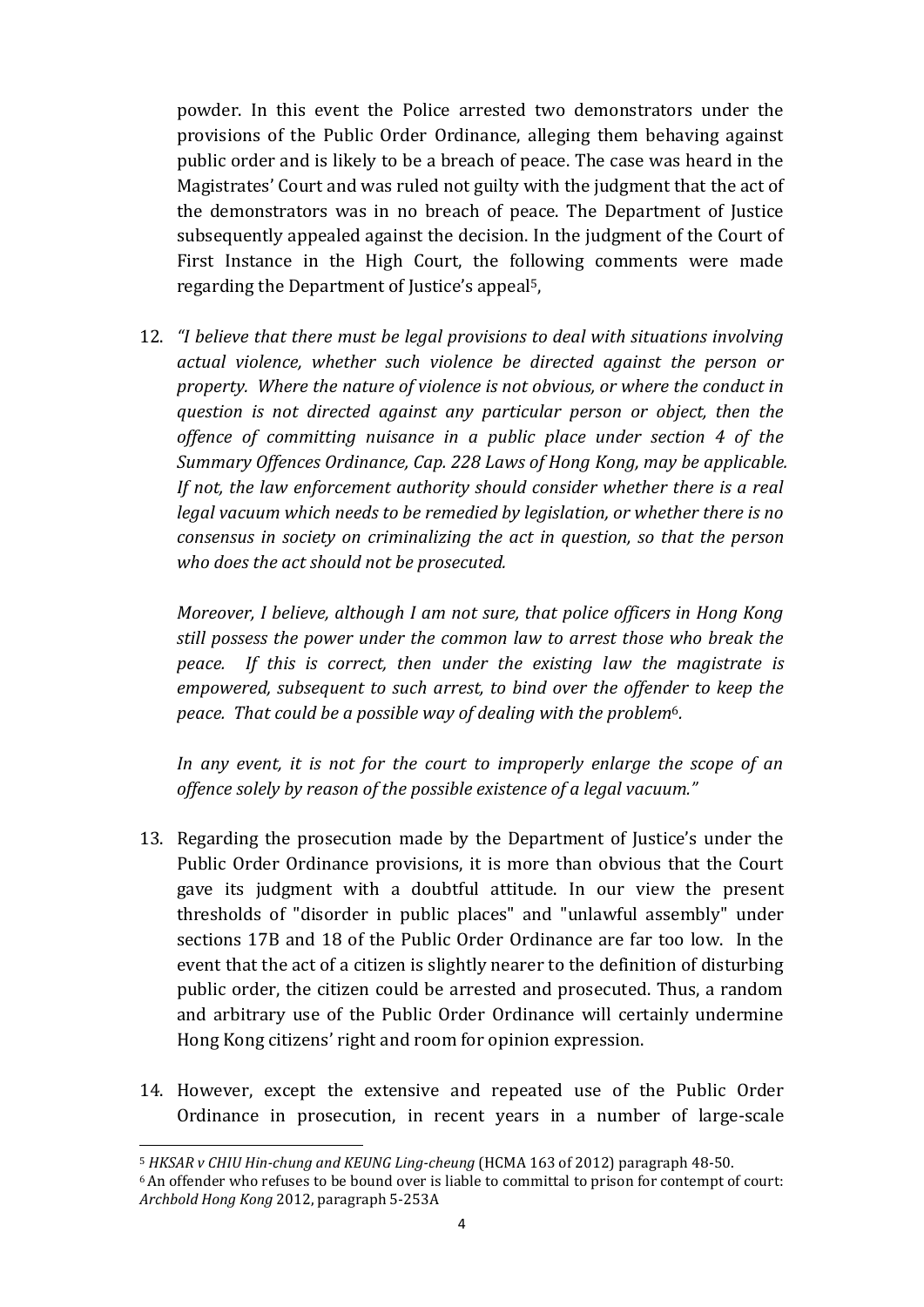powder. In this event the Police arrested two demonstrators under the provisions of the Public Order Ordinance, alleging them behaving against public order and is likely to be a breach of peace. The case was heard in the Magistrates' Court and was ruled not guilty with the judgment that the act of the demonstrators was in no breach of peace. The Department of Justice subsequently appealed against the decision. In the judgment of the Court of First Instance in the High Court, the following comments were made regarding the Department of Justice's appeal[5],

12. *"I believe that there must be legal provisions to deal with situations involving actual violence, whether such violence be directed against the person or property. Where the nature of violence is not obvious, or where the conduct in question is not directed against any particular person or object, then the offence of committing nuisance in a public place under section 4 of the Summary Offences Ordinance, Cap. 228 Laws of Hong Kong, may be applicable. If not, the law enforcement authority should consider whether there is a real legal vacuum which needs to be remedied by legislation, or whether there is no consensus in society on criminalizing the act in question, so that the person who does the act should not be prosecuted.*

    *Moreover, I believe, although I am not sure, that police officers in Hong Kong still possess the power under the common law to arrest those who break the peace. If this is correct, then under the existing law the magistrate is empowered, subsequent to such arrest, to bind over the offender to keep the peace. That could be a possible way of dealing with the problem*[6]*.*

    *In any event, it is not for the court to improperly enlarge the scope of an offence solely by reason of the possible existence of a legal vacuum."*

13. Regarding the prosecution made by the Department of Justice's under the Public Order Ordinance provisions, it is more than obvious that the Court gave its judgment with a doubtful attitude. In our view the present thresholds of "disorder in public places" and "unlawful assembly" under sections 17B and 18 of the Public Order Ordinance are far too low. In the event that the act of a citizen is slightly nearer to the definition of disturbing public order, the citizen could be arrested and prosecuted. Thus, a random and arbitrary use of the Public Order Ordinance will certainly undermine Hong Kong citizens' right and room for opinion expression.

14. However, except the extensive and repeated use of the Public Order Ordinance in prosecution, in recent years in a number of large-scale

---

[5] *HKSAR v CHIU Hin-chung and KEUNG Ling-cheung* (HCMA 163 of 2012) paragraph 48-50.

[6] An offender who refuses to be bound over is liable to committal to prison for contempt of court: *Archbold Hong Kong* 2012, paragraph 5-253A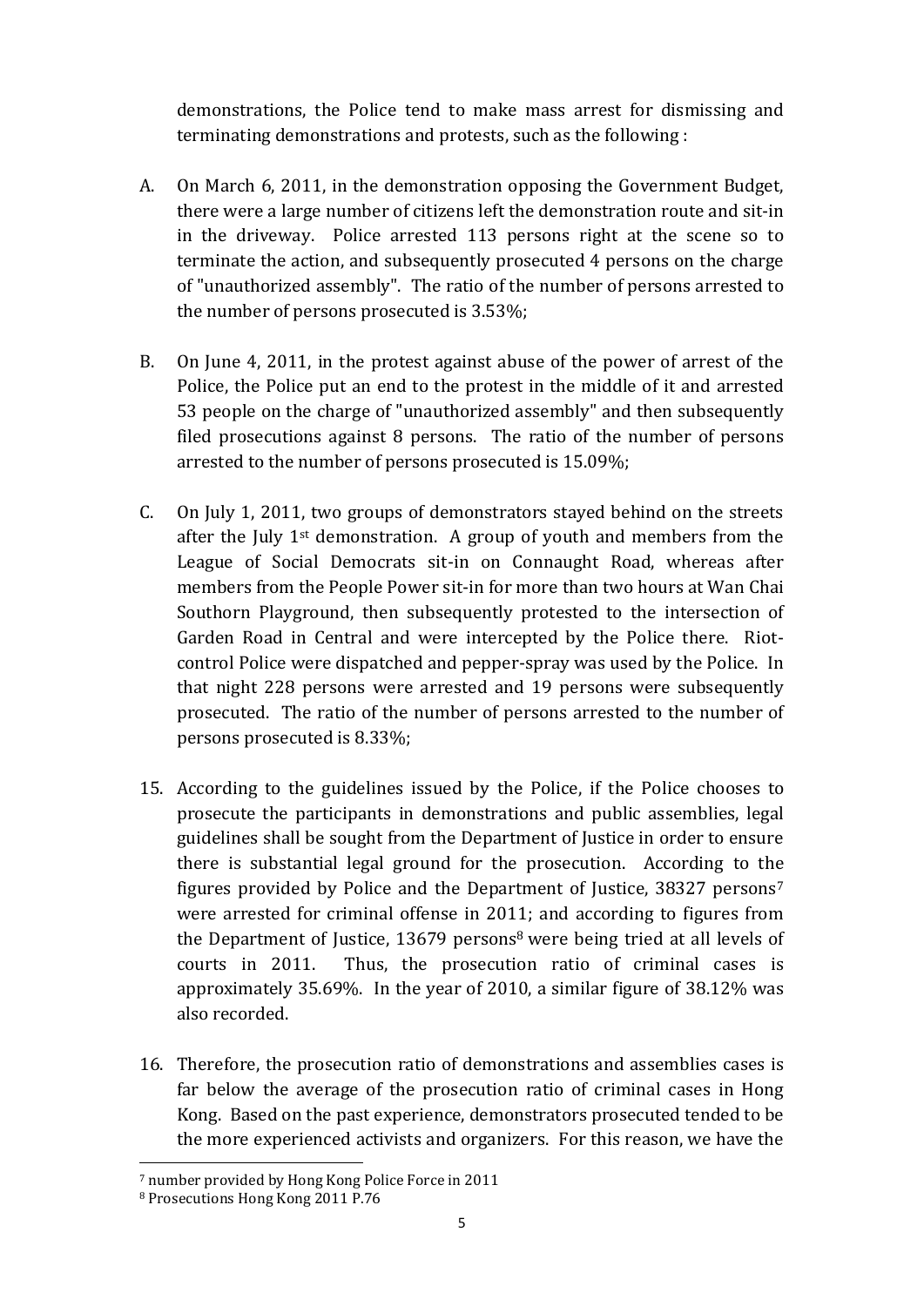demonstrations, the Police tend to make mass arrest for dismissing and terminating demonstrations and protests, such as the following :

A. On March 6, 2011, in the demonstration opposing the Government Budget, there were a large number of citizens left the demonstration route and sit-in in the driveway. Police arrested 113 persons right at the scene so to terminate the action, and subsequently prosecuted 4 persons on the charge of "unauthorized assembly". The ratio of the number of persons arrested to the number of persons prosecuted is 3.53%;

B. On June 4, 2011, in the protest against abuse of the power of arrest of the Police, the Police put an end to the protest in the middle of it and arrested 53 people on the charge of "unauthorized assembly" and then subsequently filed prosecutions against 8 persons. The ratio of the number of persons arrested to the number of persons prosecuted is 15.09%;

C. On July 1, 2011, two groups of demonstrators stayed behind on the streets after the July 1st demonstration. A group of youth and members from the League of Social Democrats sit-in on Connaught Road, whereas after members from the People Power sit-in for more than two hours at Wan Chai Southorn Playground, then subsequently protested to the intersection of Garden Road in Central and were intercepted by the Police there. Riot-control Police were dispatched and pepper-spray was used by the Police. In that night 228 persons were arrested and 19 persons were subsequently prosecuted. The ratio of the number of persons arrested to the number of persons prosecuted is 8.33%;

15. According to the guidelines issued by the Police, if the Police chooses to prosecute the participants in demonstrations and public assemblies, legal guidelines shall be sought from the Department of Justice in order to ensure there is substantial legal ground for the prosecution. According to the figures provided by Police and the Department of Justice, 38327 persons[7] were arrested for criminal offense in 2011; and according to figures from the Department of Justice, 13679 persons[8] were being tried at all levels of courts in 2011. Thus, the prosecution ratio of criminal cases is approximately 35.69%. In the year of 2010, a similar figure of 38.12% was also recorded.

16. Therefore, the prosecution ratio of demonstrations and assemblies cases is far below the average of the prosecution ratio of criminal cases in Hong Kong. Based on the past experience, demonstrators prosecuted tended to be the more experienced activists and organizers. For this reason, we have the

[7] number provided by Hong Kong Police Force in 2011

[8] Prosecutions Hong Kong 2011 P.76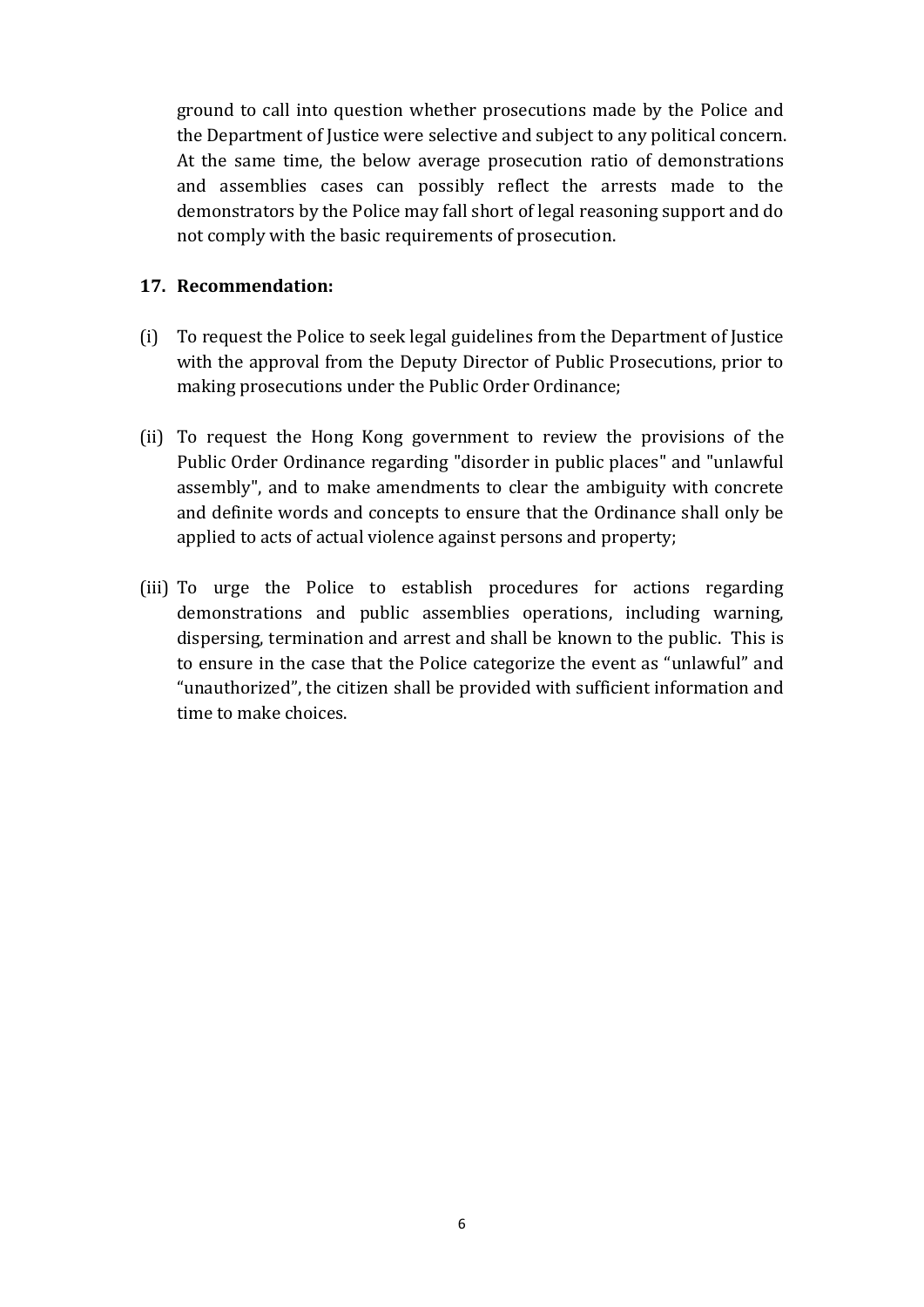ground to call into question whether prosecutions made by the Police and the Department of Justice were selective and subject to any political concern. At the same time, the below average prosecution ratio of demonstrations and assemblies cases can possibly reflect the arrests made to the demonstrators by the Police may fall short of legal reasoning support and do not comply with the basic requirements of prosecution.

**17. Recommendation:**

(i) To request the Police to seek legal guidelines from the Department of Justice with the approval from the Deputy Director of Public Prosecutions, prior to making prosecutions under the Public Order Ordinance;

(ii) To request the Hong Kong government to review the provisions of the Public Order Ordinance regarding "disorder in public places" and "unlawful assembly", and to make amendments to clear the ambiguity with concrete and definite words and concepts to ensure that the Ordinance shall only be applied to acts of actual violence against persons and property;

(iii) To urge the Police to establish procedures for actions regarding demonstrations and public assemblies operations, including warning, dispersing, termination and arrest and shall be known to the public. This is to ensure in the case that the Police categorize the event as "unlawful" and "unauthorized", the citizen shall be provided with sufficient information and time to make choices.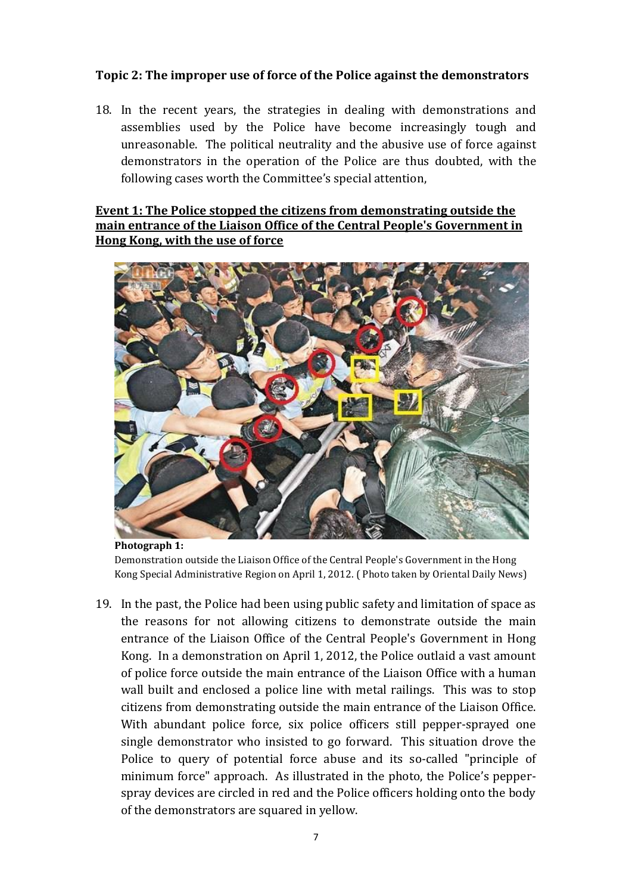**Topic 2: The improper use of force of the Police against the demonstrators**

18. In the recent years, the strategies in dealing with demonstrations and assemblies used by the Police have become increasingly tough and unreasonable. The political neutrality and the abusive use of force against demonstrators in the operation of the Police are thus doubted, with the following cases worth the Committee's special attention,

**Event 1: The Police stopped the citizens from demonstrating outside the main entrance of the Liaison Office of the Central People's Government in Hong Kong, with the use of force**

**Photograph 1:**
Demonstration outside the Liaison Office of the Central People's Government in the Hong Kong Special Administrative Region on April 1, 2012. ( Photo taken by Oriental Daily News)

19. In the past, the Police had been using public safety and limitation of space as the reasons for not allowing citizens to demonstrate outside the main entrance of the Liaison Office of the Central People's Government in Hong Kong. In a demonstration on April 1, 2012, the Police outlaid a vast amount of police force outside the main entrance of the Liaison Office with a human wall built and enclosed a police line with metal railings. This was to stop citizens from demonstrating outside the main entrance of the Liaison Office. With abundant police force, six police officers still pepper-sprayed one single demonstrator who insisted to go forward. This situation drove the Police to query of potential force abuse and its so-called "principle of minimum force" approach. As illustrated in the photo, the Police's pepper-spray devices are circled in red and the Police officers holding onto the body of the demonstrators are squared in yellow.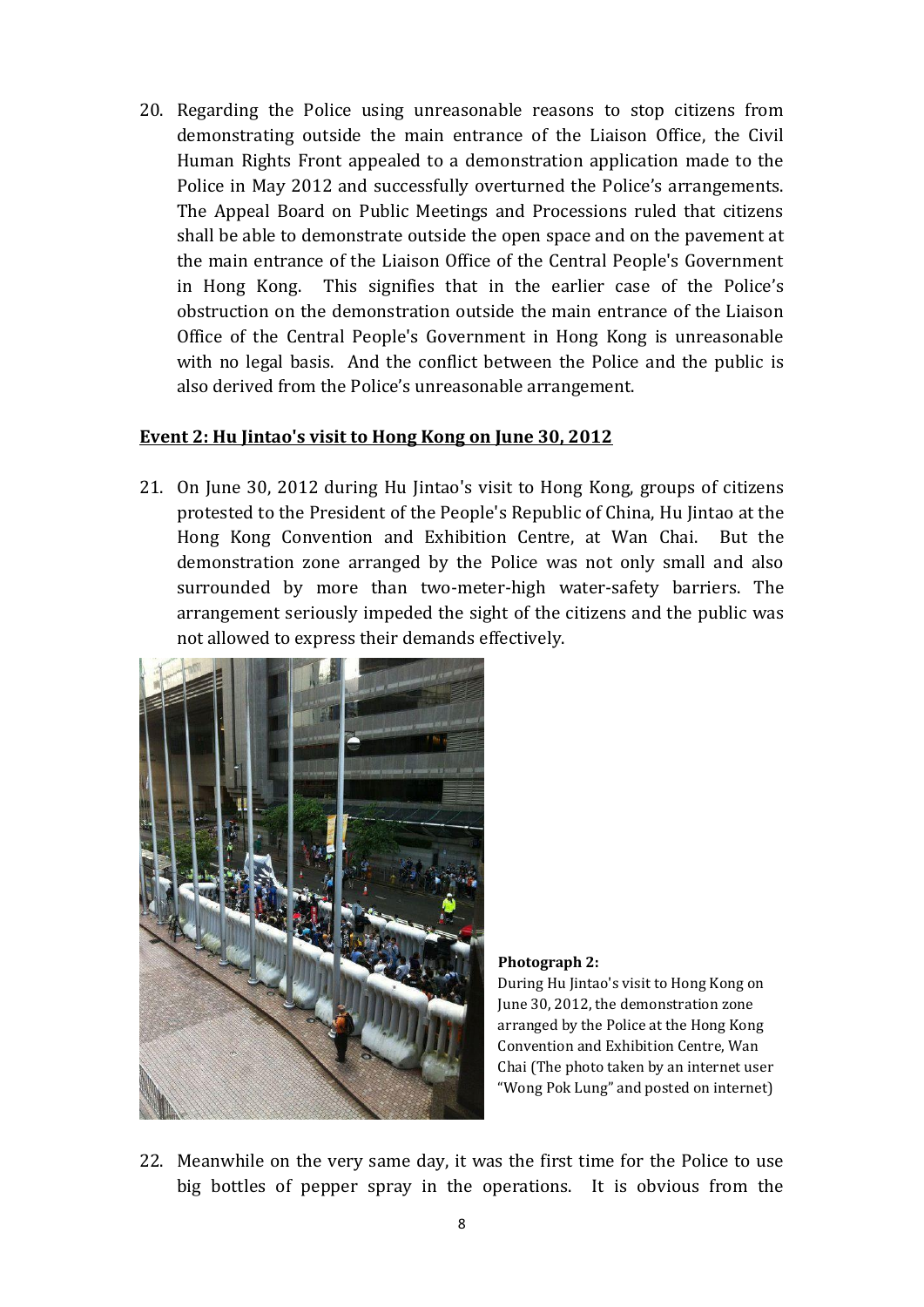20. Regarding the Police using unreasonable reasons to stop citizens from demonstrating outside the main entrance of the Liaison Office, the Civil Human Rights Front appealed to a demonstration application made to the Police in May 2012 and successfully overturned the Police's arrangements. The Appeal Board on Public Meetings and Processions ruled that citizens shall be able to demonstrate outside the open space and on the pavement at the main entrance of the Liaison Office of the Central People's Government in Hong Kong. This signifies that in the earlier case of the Police's obstruction on the demonstration outside the main entrance of the Liaison Office of the Central People's Government in Hong Kong is unreasonable with no legal basis. And the conflict between the Police and the public is also derived from the Police's unreasonable arrangement.

**Event 2: Hu Jintao's visit to Hong Kong on June 30, 2012**

21. On June 30, 2012 during Hu Jintao's visit to Hong Kong, groups of citizens protested to the President of the People's Republic of China, Hu Jintao at the Hong Kong Convention and Exhibition Centre, at Wan Chai. But the demonstration zone arranged by the Police was not only small and also surrounded by more than two-meter-high water-safety barriers. The arrangement seriously impeded the sight of the citizens and the public was not allowed to express their demands effectively.

**Photograph 2:**
During Hu Jintao's visit to Hong Kong on June 30, 2012, the demonstration zone arranged by the Police at the Hong Kong Convention and Exhibition Centre, Wan Chai (The photo taken by an internet user "Wong Pok Lung" and posted on internet)

22. Meanwhile on the very same day, it was the first time for the Police to use big bottles of pepper spray in the operations. It is obvious from the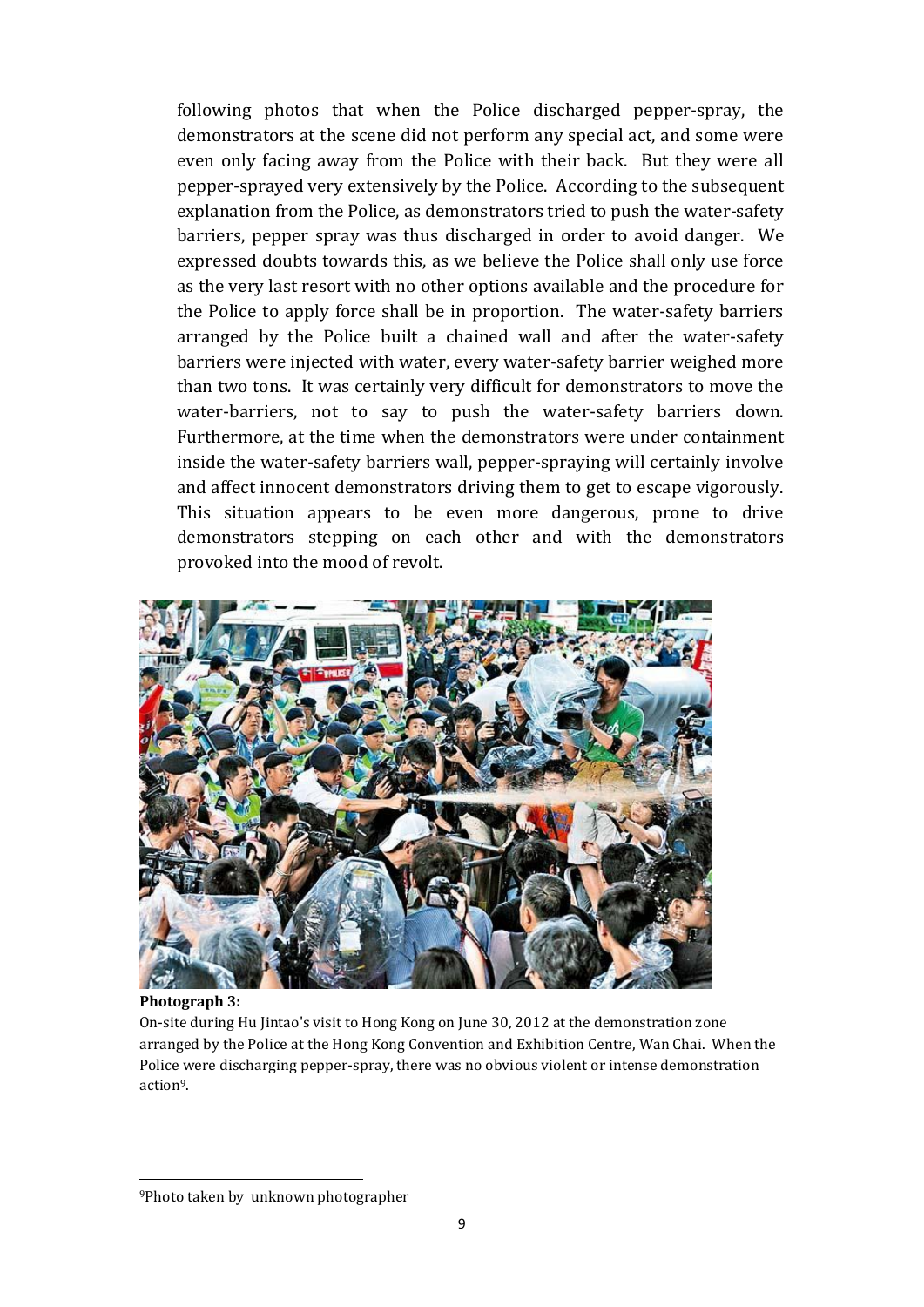following photos that when the Police discharged pepper-spray, the demonstrators at the scene did not perform any special act, and some were even only facing away from the Police with their back. But they were all pepper-sprayed very extensively by the Police. According to the subsequent explanation from the Police, as demonstrators tried to push the water-safety barriers, pepper spray was thus discharged in order to avoid danger. We expressed doubts towards this, as we believe the Police shall only use force as the very last resort with no other options available and the procedure for the Police to apply force shall be in proportion. The water-safety barriers arranged by the Police built a chained wall and after the water-safety barriers were injected with water, every water-safety barrier weighed more than two tons. It was certainly very difficult for demonstrators to move the water-barriers, not to say to push the water-safety barriers down. Furthermore, at the time when the demonstrators were under containment inside the water-safety barriers wall, pepper-spraying will certainly involve and affect innocent demonstrators driving them to get to escape vigorously. This situation appears to be even more dangerous, prone to drive demonstrators stepping on each other and with the demonstrators provoked into the mood of revolt.

**Photograph 3:**
On-site during Hu Jintao's visit to Hong Kong on June 30, 2012 at the demonstration zone arranged by the Police at the Hong Kong Convention and Exhibition Centre, Wan Chai. When the Police were discharging pepper-spray, there was no obvious violent or intense demonstration action[9].

[9] Photo taken by unknown photographer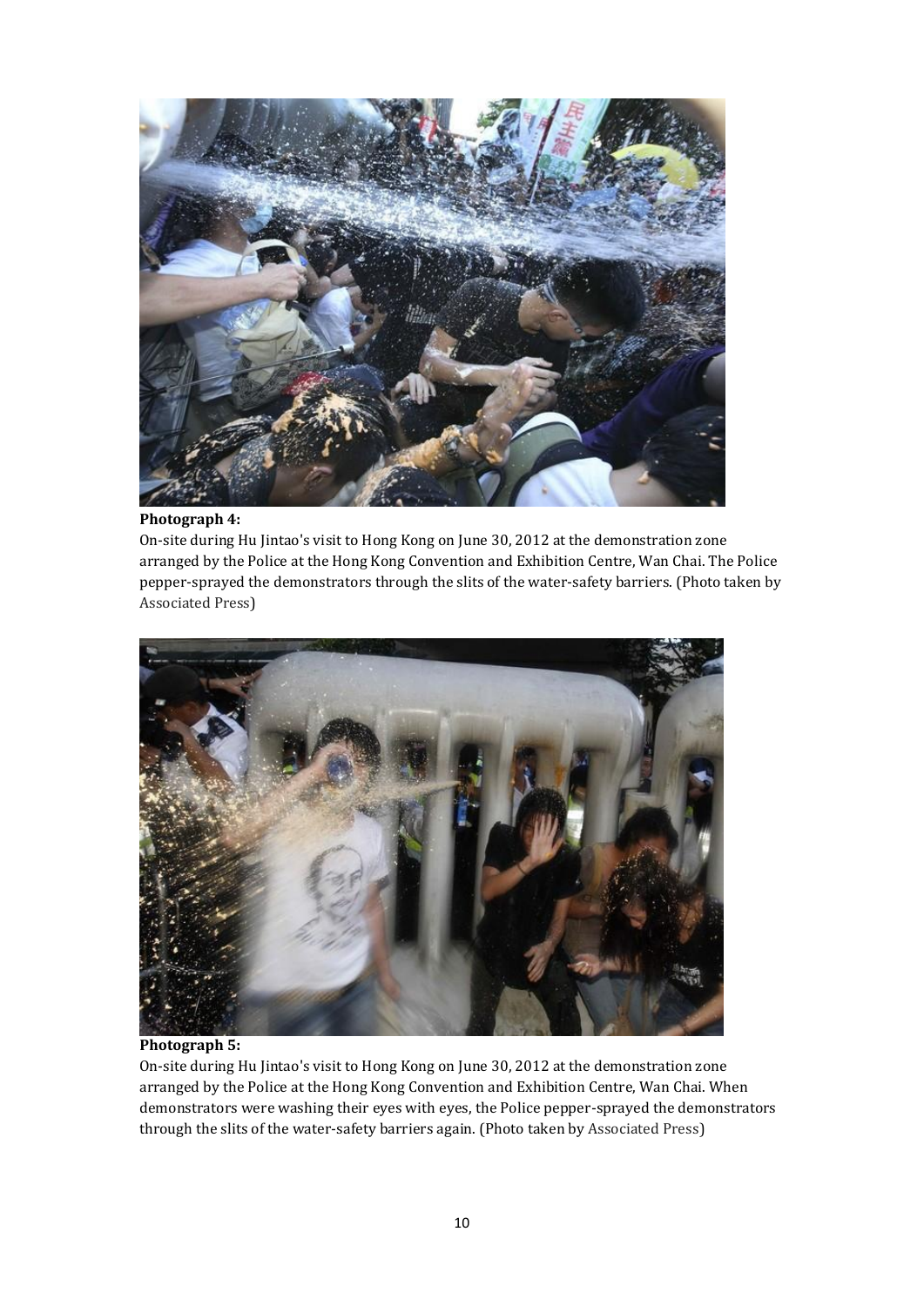**Photograph 4:**
On-site during Hu Jintao's visit to Hong Kong on June 30, 2012 at the demonstration zone arranged by the Police at the Hong Kong Convention and Exhibition Centre, Wan Chai. The Police pepper-sprayed the demonstrators through the slits of the water-safety barriers. (Photo taken by Associated Press)

**Photograph 5:**
On-site during Hu Jintao's visit to Hong Kong on June 30, 2012 at the demonstration zone arranged by the Police at the Hong Kong Convention and Exhibition Centre, Wan Chai. When demonstrators were washing their eyes with eyes, the Police pepper-sprayed the demonstrators through the slits of the water-safety barriers again. (Photo taken by Associated Press)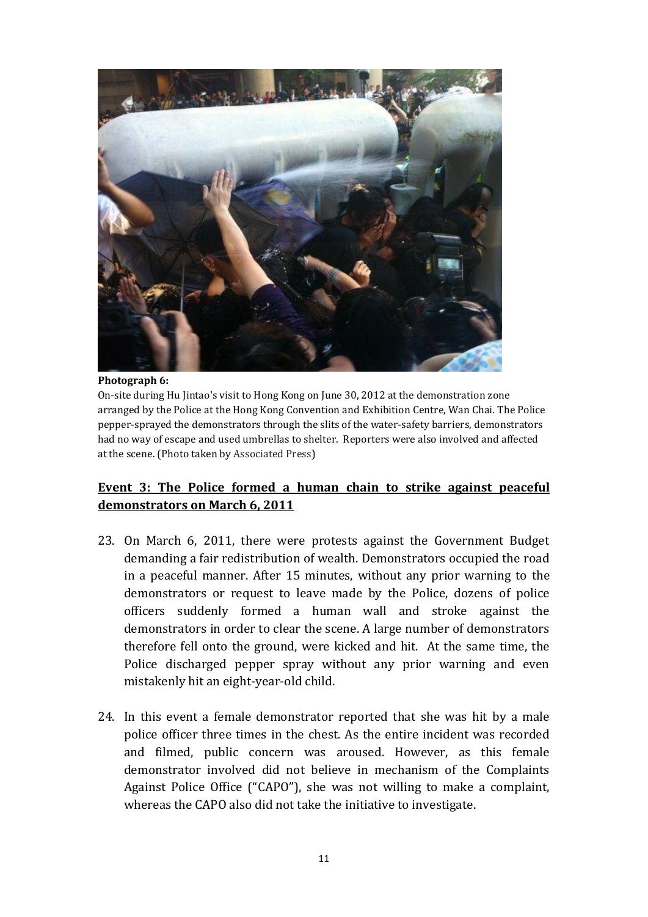**Photograph 6:**
On-site during Hu Jintao's visit to Hong Kong on June 30, 2012 at the demonstration zone arranged by the Police at the Hong Kong Convention and Exhibition Centre, Wan Chai. The Police pepper-sprayed the demonstrators through the slits of the water-safety barriers, demonstrators had no way of escape and used umbrellas to shelter. Reporters were also involved and affected at the scene. (Photo taken by Associated Press)

## Event 3: The Police formed a human chain to strike against peaceful demonstrators on March 6, 2011

23. On March 6, 2011, there were protests against the Government Budget demanding a fair redistribution of wealth. Demonstrators occupied the road in a peaceful manner. After 15 minutes, without any prior warning to the demonstrators or request to leave made by the Police, dozens of police officers suddenly formed a human wall and stroke against the demonstrators in order to clear the scene. A large number of demonstrators therefore fell onto the ground, were kicked and hit. At the same time, the Police discharged pepper spray without any prior warning and even mistakenly hit an eight-year-old child.

24. In this event a female demonstrator reported that she was hit by a male police officer three times in the chest. As the entire incident was recorded and filmed, public concern was aroused. However, as this female demonstrator involved did not believe in mechanism of the Complaints Against Police Office ("CAPO"), she was not willing to make a complaint, whereas the CAPO also did not take the initiative to investigate.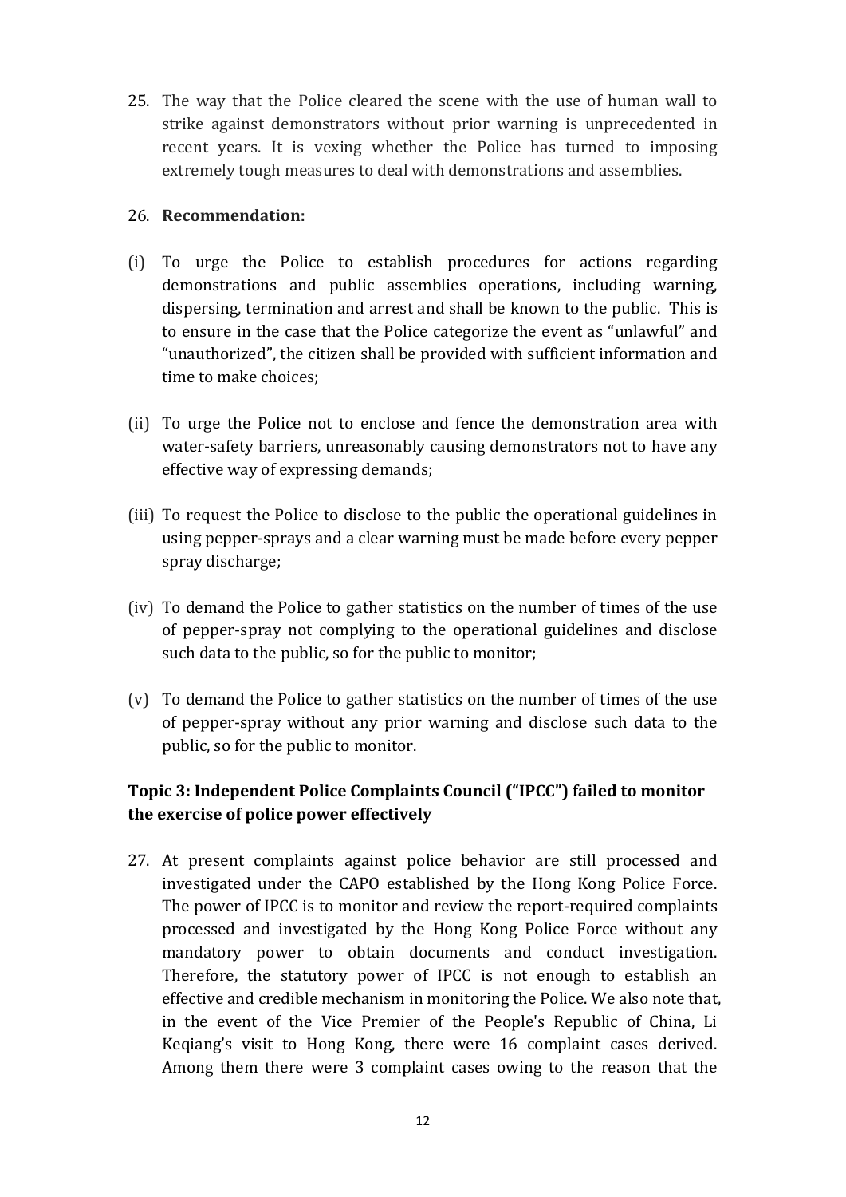25. The way that the Police cleared the scene with the use of human wall to strike against demonstrators without prior warning is unprecedented in recent years. It is vexing whether the Police has turned to imposing extremely tough measures to deal with demonstrations and assemblies.

26. **Recommendation:**

(i) To urge the Police to establish procedures for actions regarding demonstrations and public assemblies operations, including warning, dispersing, termination and arrest and shall be known to the public. This is to ensure in the case that the Police categorize the event as "unlawful" and "unauthorized", the citizen shall be provided with sufficient information and time to make choices;

(ii) To urge the Police not to enclose and fence the demonstration area with water-safety barriers, unreasonably causing demonstrators not to have any effective way of expressing demands;

(iii) To request the Police to disclose to the public the operational guidelines in using pepper-sprays and a clear warning must be made before every pepper spray discharge;

(iv) To demand the Police to gather statistics on the number of times of the use of pepper-spray not complying to the operational guidelines and disclose such data to the public, so for the public to monitor;

(v) To demand the Police to gather statistics on the number of times of the use of pepper-spray without any prior warning and disclose such data to the public, so for the public to monitor.

### Topic 3: Independent Police Complaints Council ("IPCC") failed to monitor the exercise of police power effectively

27. At present complaints against police behavior are still processed and investigated under the CAPO established by the Hong Kong Police Force. The power of IPCC is to monitor and review the report-required complaints processed and investigated by the Hong Kong Police Force without any mandatory power to obtain documents and conduct investigation. Therefore, the statutory power of IPCC is not enough to establish an effective and credible mechanism in monitoring the Police. We also note that, in the event of the Vice Premier of the People's Republic of China, Li Keqiang's visit to Hong Kong, there were 16 complaint cases derived. Among them there were 3 complaint cases owing to the reason that the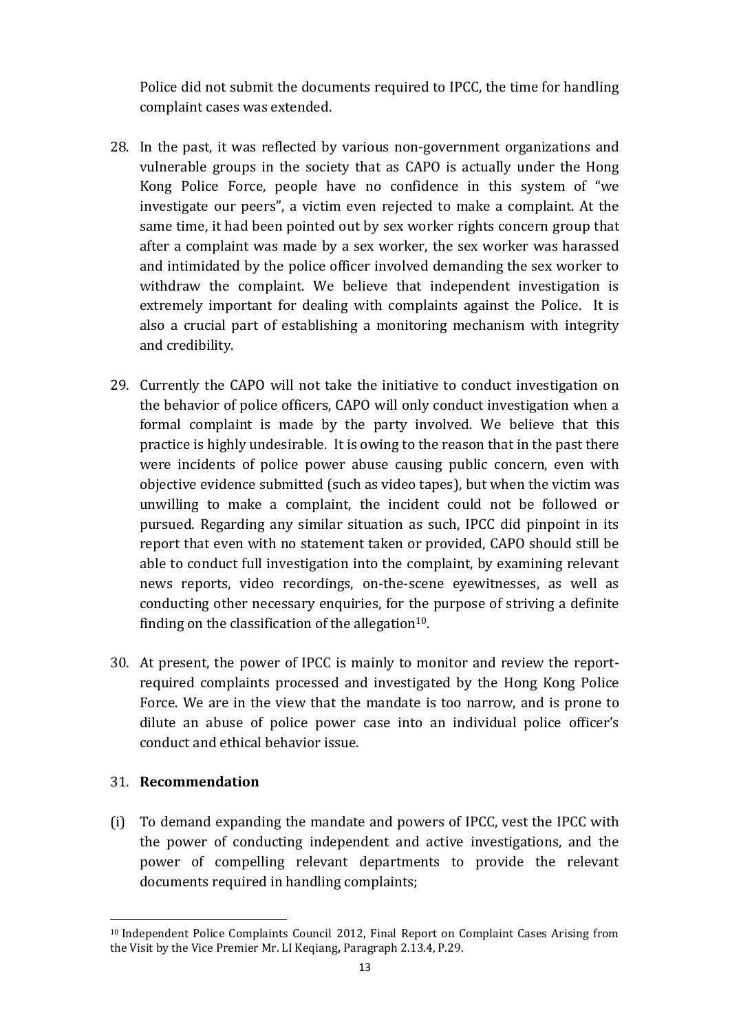Police did not submit the documents required to IPCC, the time for handling complaint cases was extended.

28. In the past, it was reflected by various non-government organizations and vulnerable groups in the society that as CAPO is actually under the Hong Kong Police Force, people have no confidence in this system of "we investigate our peers", a victim even rejected to make a complaint. At the same time, it had been pointed out by sex worker rights concern group that after a complaint was made by a sex worker, the sex worker was harassed and intimidated by the police officer involved demanding the sex worker to withdraw the complaint. We believe that independent investigation is extremely important for dealing with complaints against the Police. It is also a crucial part of establishing a monitoring mechanism with integrity and credibility.

29. Currently the CAPO will not take the initiative to conduct investigation on the behavior of police officers, CAPO will only conduct investigation when a formal complaint is made by the party involved. We believe that this practice is highly undesirable. It is owing to the reason that in the past there were incidents of police power abuse causing public concern, even with objective evidence submitted (such as video tapes), but when the victim was unwilling to make a complaint, the incident could not be followed or pursued. Regarding any similar situation as such, IPCC did pinpoint in its report that even with no statement taken or provided, CAPO should still be able to conduct full investigation into the complaint, by examining relevant news reports, video recordings, on-the-scene eyewitnesses, as well as conducting other necessary enquiries, for the purpose of striving a definite finding on the classification of the allegation[10].

30. At present, the power of IPCC is mainly to monitor and review the report-required complaints processed and investigated by the Hong Kong Police Force. We are in the view that the mandate is too narrow, and is prone to dilute an abuse of police power case into an individual police officer's conduct and ethical behavior issue.

31. **Recommendation**

(i) To demand expanding the mandate and powers of IPCC, vest the IPCC with the power of conducting independent and active investigations, and the power of compelling relevant departments to provide the relevant documents required in handling complaints;

---

[10] Independent Police Complaints Council 2012, Final Report on Complaint Cases Arising from the Visit by the Vice Premier Mr. LI Keqiang**,** Paragraph 2.13.4, P.29.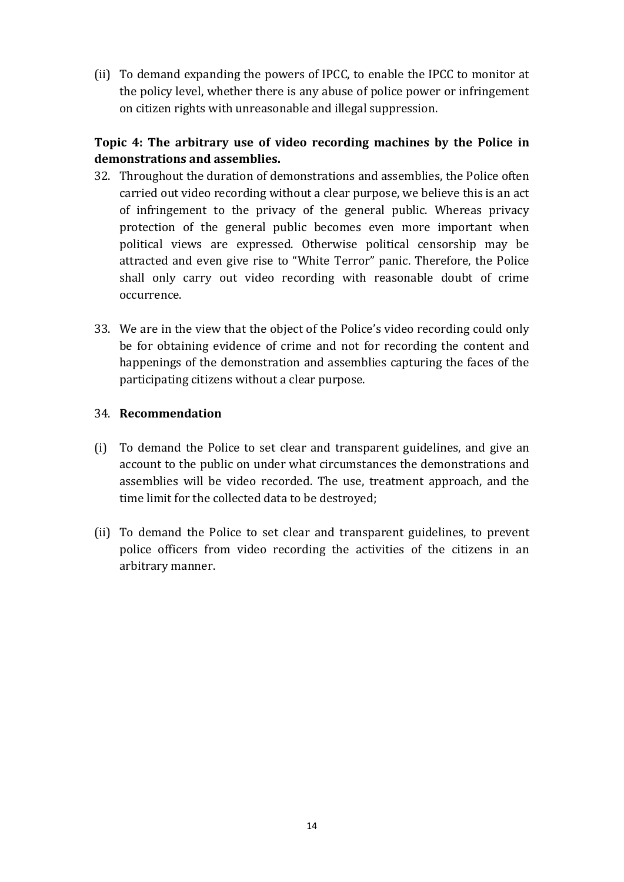(ii) To demand expanding the powers of IPCC, to enable the IPCC to monitor at the policy level, whether there is any abuse of police power or infringement on citizen rights with unreasonable and illegal suppression.

**Topic 4: The arbitrary use of video recording machines by the Police in demonstrations and assemblies.**

32. Throughout the duration of demonstrations and assemblies, the Police often carried out video recording without a clear purpose, we believe this is an act of infringement to the privacy of the general public. Whereas privacy protection of the general public becomes even more important when political views are expressed. Otherwise political censorship may be attracted and even give rise to "White Terror" panic. Therefore, the Police shall only carry out video recording with reasonable doubt of crime occurrence.

33. We are in the view that the object of the Police's video recording could only be for obtaining evidence of crime and not for recording the content and happenings of the demonstration and assemblies capturing the faces of the participating citizens without a clear purpose.

34. **Recommendation**

(i) To demand the Police to set clear and transparent guidelines, and give an account to the public on under what circumstances the demonstrations and assemblies will be video recorded. The use, treatment approach, and the time limit for the collected data to be destroyed;

(ii) To demand the Police to set clear and transparent guidelines, to prevent police officers from video recording the activities of the citizens in an arbitrary manner.